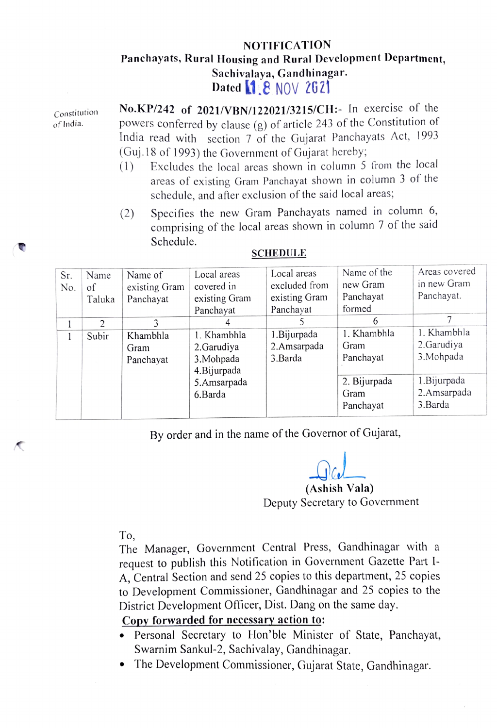# NOTIFICATION

**Panchayats, Rural Housing and Rural Development Department,**
**Sachivalaya, Gandhinagar.**
**Dated 18 NOV 2021**

Constitution of India.

**No.KP/242 of 2021/VBN/122021/3215/CH:-** In exercise of the powers conferred by clause (g) of article 243 of the Constitution of India read with section 7 of the Gujarat Panchayats Act, 1993 (Guj.18 of 1993) the Government of Gujarat hereby;

(1) Excludes the local areas shown in column 5 from the local areas of existing Gram Panchayat shown in column 3 of the schedule, and after exclusion of the said local areas;

(2) Specifies the new Gram Panchayats named in column 6, comprising of the local areas shown in column 7 of the said Schedule.

**SCHEDULE**

| Sr. No. | Name of Taluka | Name of existing Gram Panchayat | Local areas covered in existing Gram Panchayat | Local areas excluded from existing Gram Panchayat | Name of the new Gram Panchayat formed | Areas covered in new Gram Panchayat. |
|---|---|---|---|---|---|---|
| 1 | 2 | 3 | 4 | 5 | 6 | 7 |
| 1 | Subir | Khambhla Gram Panchayat | 1. Khambhla<br>2.Garudiya<br>3.Mohpada<br>4.Bijurpada<br>5.Amsarpada<br>6.Barda | 1.Bijurpada<br>2.Amsarpada<br>3.Barda | 1. Khambhla Gram Panchayat | 1. Khambhla<br>2.Garudiya<br>3.Mohpada |
| | | | | | 2. Bijurpada Gram Panchayat | 1.Bijurpada<br>2.Amsarpada<br>3.Barda |

By order and in the name of the Governor of Gujarat,

(Ashish Vala)
Deputy Secretary to Government

To,
The Manager, Government Central Press, Gandhinagar with a request to publish this Notification in Government Gazette Part I-A, Central Section and send 25 copies to this department, 25 copies to Development Commissioner, Gandhinagar and 25 copies to the District Development Officer, Dist. Dang on the same day.

**Copy forwarded for necessary action to:**

- Personal Secretary to Hon'ble Minister of State, Panchayat, Swarnim Sankul-2, Sachivalay, Gandhinagar.
- The Development Commissioner, Gujarat State, Gandhinagar.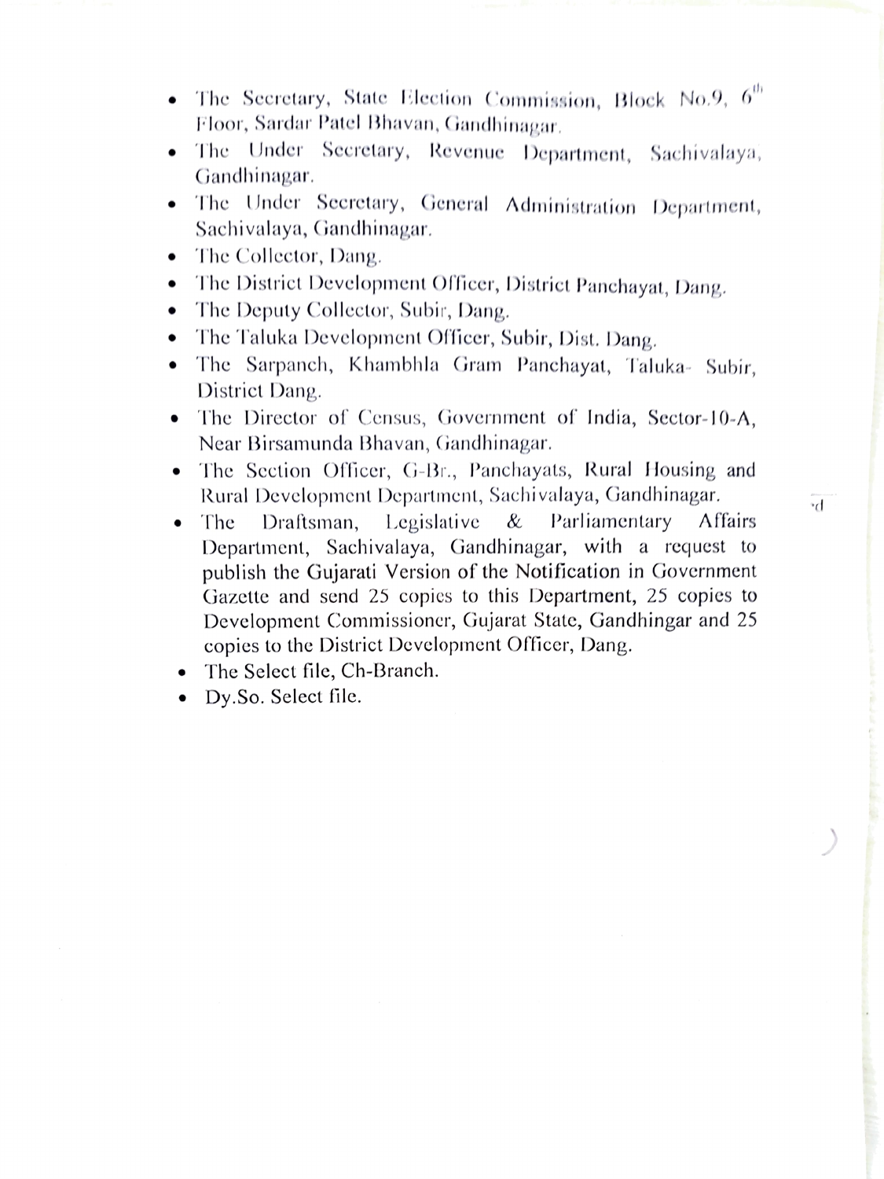- The Secretary, State Election Commission, Block No.9, 6th Floor, Sardar Patel Bhavan, Gandhinagar.
- The Under Secretary, Revenue Department, Sachivalaya, Gandhinagar.
- The Under Secretary, General Administration Department, Sachivalaya, Gandhinagar.
- The Collector, Dang.
- The District Development Officer, District Panchayat, Dang.
- The Deputy Collector, Subir, Dang.
- The Taluka Development Officer, Subir, Dist. Dang.
- The Sarpanch, Khambhla Gram Panchayat, Taluka- Subir, District Dang.
- The Director of Census, Government of India, Sector-10-A, Near Birsamunda Bhavan, Gandhinagar.
- The Section Officer, G-Br., Panchayats, Rural Housing and Rural Development Department, Sachivalaya, Gandhinagar.
- The Draftsman, Legislative & Parliamentary Affairs Department, Sachivalaya, Gandhinagar, with a request to publish the Gujarati Version of the Notification in Government Gazette and send 25 copies to this Department, 25 copies to Development Commissioner, Gujarat State, Gandhingar and 25 copies to the District Development Officer, Dang.
- The Select file, Ch-Branch.
- Dy.So. Select file.